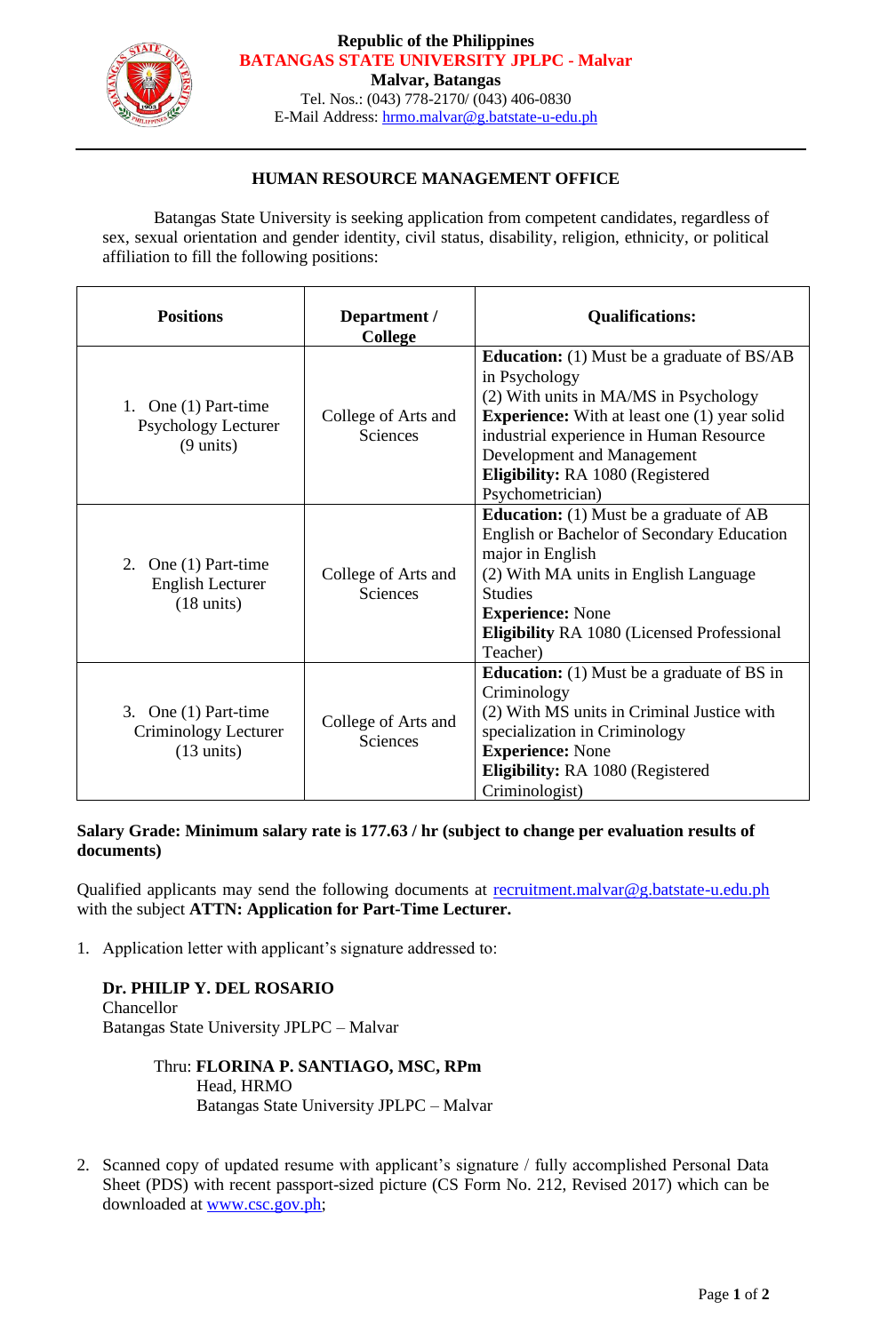Republic of the Philippines
**BATANGAS STATE UNIVERSITY JPLPC - Malvar**
**Malvar, Batangas**
Tel. Nos.: (043) 778-2170/ (043) 406-0830
E-Mail Address: hrmo.malvar@g.batstate-u-edu.ph

## HUMAN RESOURCE MANAGEMENT OFFICE

Batangas State University is seeking application from competent candidates, regardless of sex, sexual orientation and gender identity, civil status, disability, religion, ethnicity, or political affiliation to fill the following positions:

| Positions | Department / College | Qualifications: |
|---|---|---|
| 1. One (1) Part-time Psychology Lecturer (9 units) | College of Arts and Sciences | **Education:** (1) Must be a graduate of BS/AB in Psychology<br>(2) With units in MA/MS in Psychology<br>**Experience:** With at least one (1) year solid industrial experience in Human Resource Development and Management<br>**Eligibility:** RA 1080 (Registered Psychometrician) |
| 2. One (1) Part-time English Lecturer (18 units) | College of Arts and Sciences | **Education:** (1) Must be a graduate of AB English or Bachelor of Secondary Education major in English<br>(2) With MA units in English Language Studies<br>**Experience:** None<br>**Eligibility** RA 1080 (Licensed Professional Teacher) |
| 3. One (1) Part-time Criminology Lecturer (13 units) | College of Arts and Sciences | **Education:** (1) Must be a graduate of BS in Criminology<br>(2) With MS units in Criminal Justice with specialization in Criminology<br>**Experience:** None<br>**Eligibility:** RA 1080 (Registered Criminologist) |

**Salary Grade: Minimum salary rate is 177.63 / hr (subject to change per evaluation results of documents)**

Qualified applicants may send the following documents at recruitment.malvar@g.batstate-u.edu.ph with the subject **ATTN: Application for Part-Time Lecturer.**

1. Application letter with applicant's signature addressed to:

   **Dr. PHILIP Y. DEL ROSARIO**
   Chancellor
   Batangas State University JPLPC – Malvar

   Thru: **FLORINA P. SANTIAGO, MSC, RPm**
   Head, HRMO
   Batangas State University JPLPC – Malvar

2. Scanned copy of updated resume with applicant's signature / fully accomplished Personal Data Sheet (PDS) with recent passport-sized picture (CS Form No. 212, Revised 2017) which can be downloaded at www.csc.gov.ph;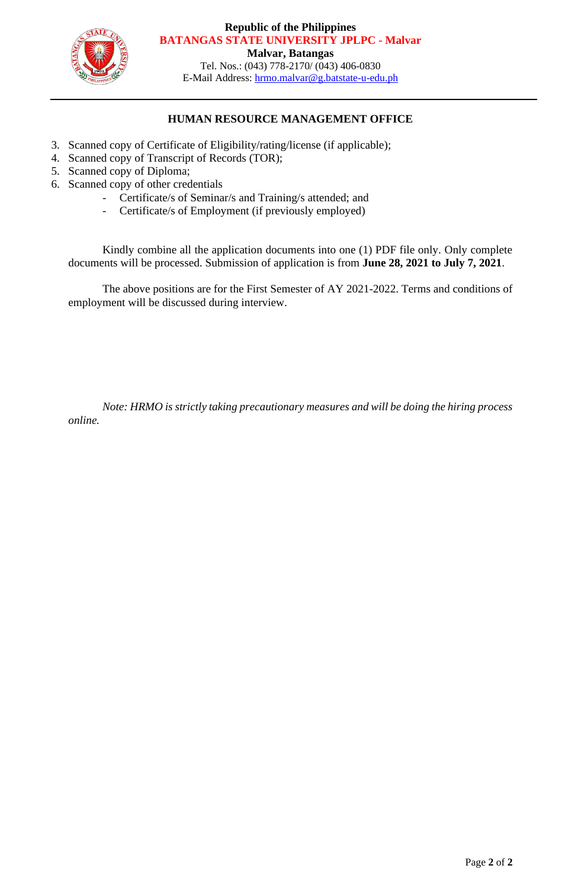Republic of the Philippines
**BATANGAS STATE UNIVERSITY JPLPC - Malvar**
**Malvar, Batangas**
Tel. Nos.: (043) 778-2170/ (043) 406-0830
E-Mail Address: hrmo.malvar@g.batstate-u-edu.ph

## HUMAN RESOURCE MANAGEMENT OFFICE

3. Scanned copy of Certificate of Eligibility/rating/license (if applicable);
4. Scanned copy of Transcript of Records (TOR);
5. Scanned copy of Diploma;
6. Scanned copy of other credentials
   - Certificate/s of Seminar/s and Training/s attended; and
   - Certificate/s of Employment (if previously employed)

Kindly combine all the application documents into one (1) PDF file only. Only complete documents will be processed. Submission of application is from **June 28, 2021 to July 7, 2021**.

The above positions are for the First Semester of AY 2021-2022. Terms and conditions of employment will be discussed during interview.

*Note: HRMO is strictly taking precautionary measures and will be doing the hiring process online.*